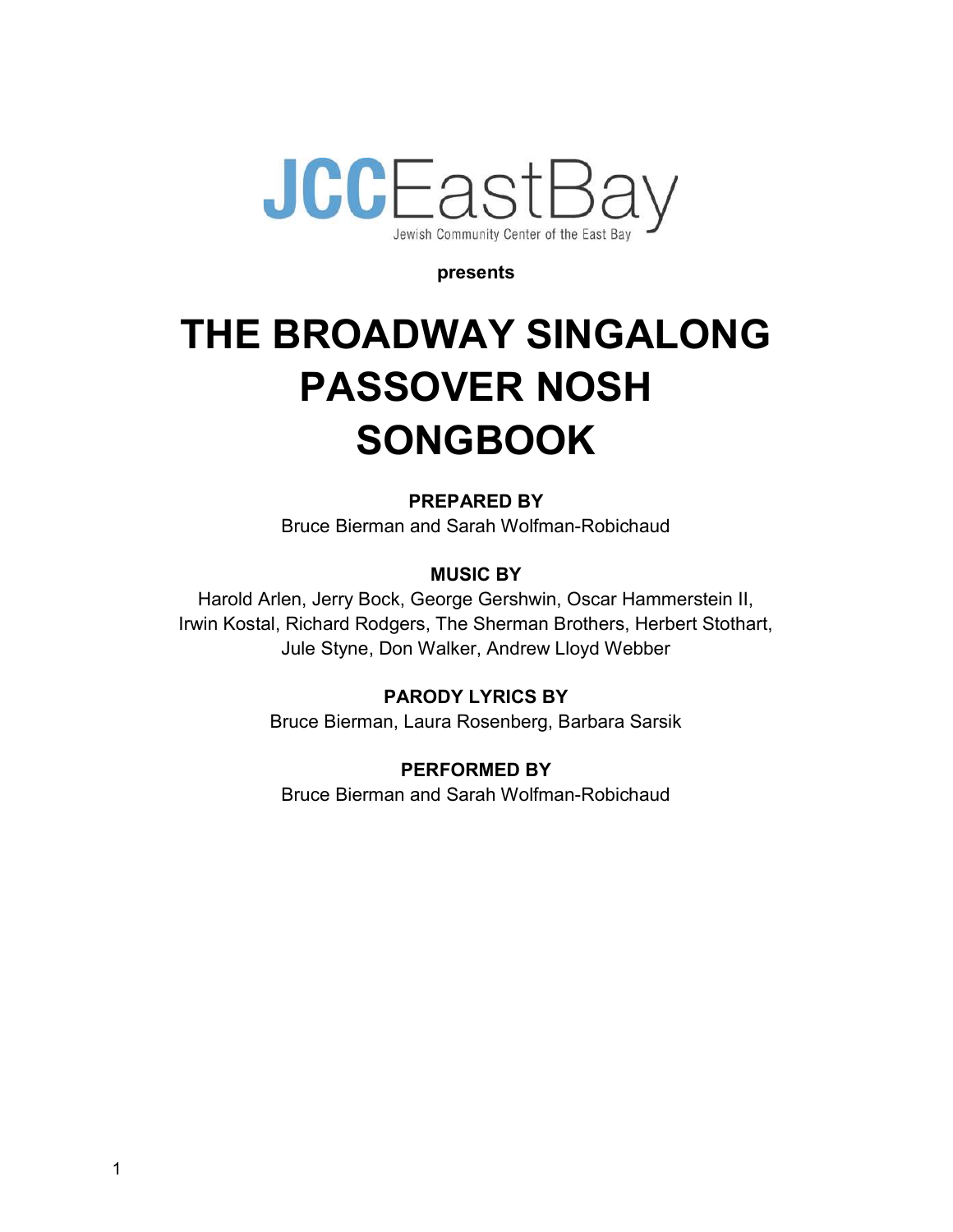JCCEastBay

Jewish Community Center of the East Bay

**presents**

# THE BROADWAY SINGALONG PASSOVER NOSH SONGBOOK

**PREPARED BY**

Bruce Bierman and Sarah Wolfman-Robichaud

**MUSIC BY**

Harold Arlen, Jerry Bock, George Gershwin, Oscar Hammerstein II, Irwin Kostal, Richard Rodgers, The Sherman Brothers, Herbert Stothart, Jule Styne, Don Walker, Andrew Lloyd Webber

**PARODY LYRICS BY**

Bruce Bierman, Laura Rosenberg, Barbara Sarsik

**PERFORMED BY**

Bruce Bierman and Sarah Wolfman-Robichaud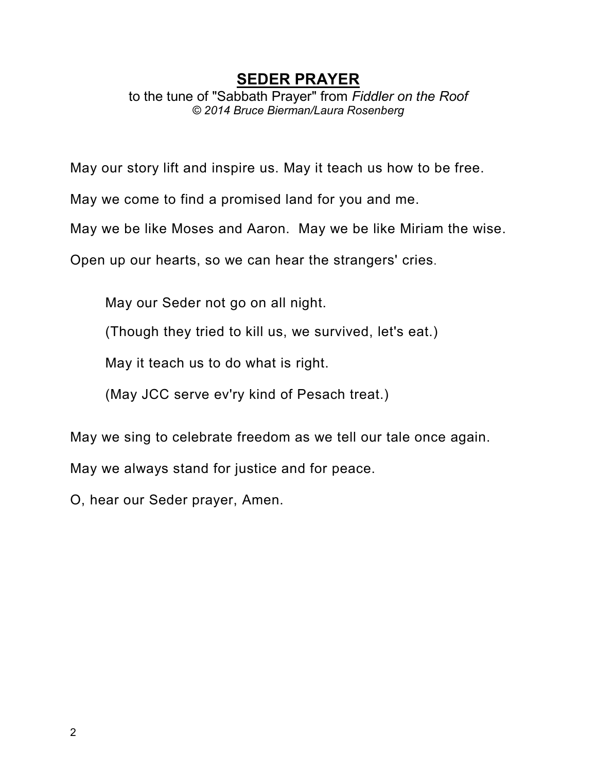## SEDER PRAYER

to the tune of "Sabbath Prayer" from *Fiddler on the Roof*

*© 2014 Bruce Bierman/Laura Rosenberg*

May our story lift and inspire us. May it teach us how to be free.

May we come to find a promised land for you and me.

May we be like Moses and Aaron. May we be like Miriam the wise.

Open up our hearts, so we can hear the strangers' cries.

> May our Seder not go on all night.
>
> (Though they tried to kill us, we survived, let's eat.)
>
> May it teach us to do what is right.
>
> (May JCC serve ev'ry kind of Pesach treat.)

May we sing to celebrate freedom as we tell our tale once again.

May we always stand for justice and for peace.

O, hear our Seder prayer, Amen.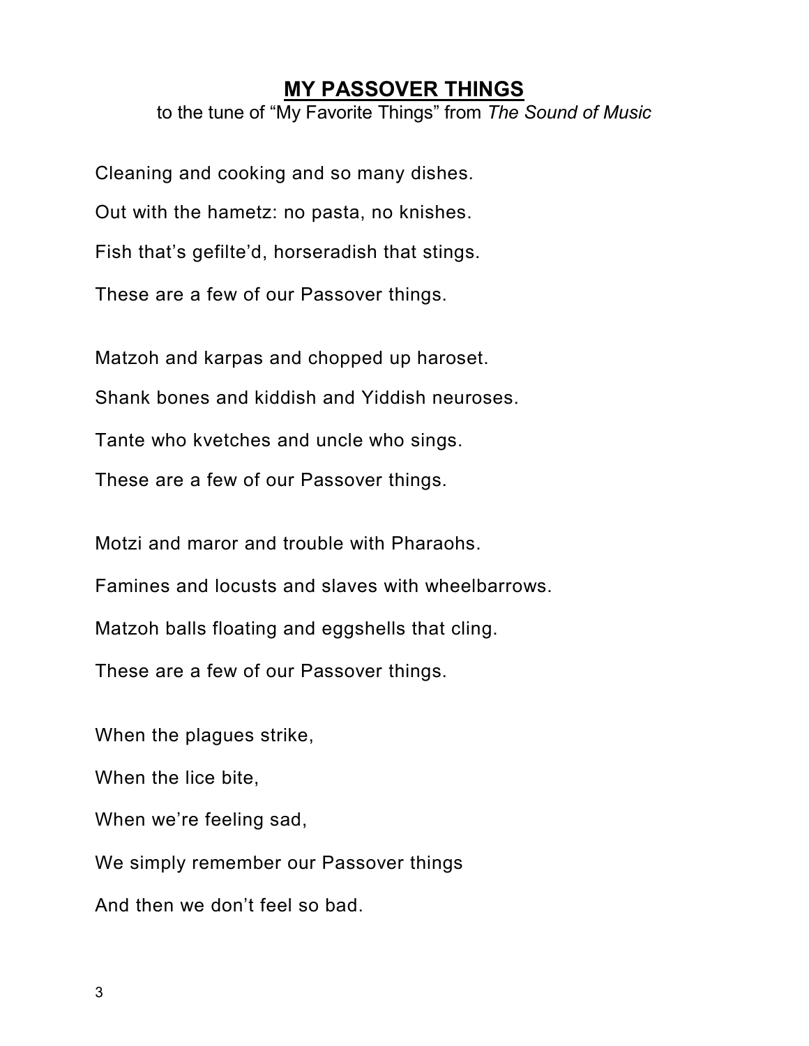## MY PASSOVER THINGS

to the tune of "My Favorite Things" from *The Sound of Music*

Cleaning and cooking and so many dishes.
Out with the hametz: no pasta, no knishes.
Fish that's gefilte'd, horseradish that stings.
These are a few of our Passover things.

Matzoh and karpas and chopped up haroset.
Shank bones and kiddish and Yiddish neuroses.
Tante who kvetches and uncle who sings.
These are a few of our Passover things.

Motzi and maror and trouble with Pharaohs.
Famines and locusts and slaves with wheelbarrows.
Matzoh balls floating and eggshells that cling.
These are a few of our Passover things.

When the plagues strike,
When the lice bite,
When we're feeling sad,
We simply remember our Passover things
And then we don't feel so bad.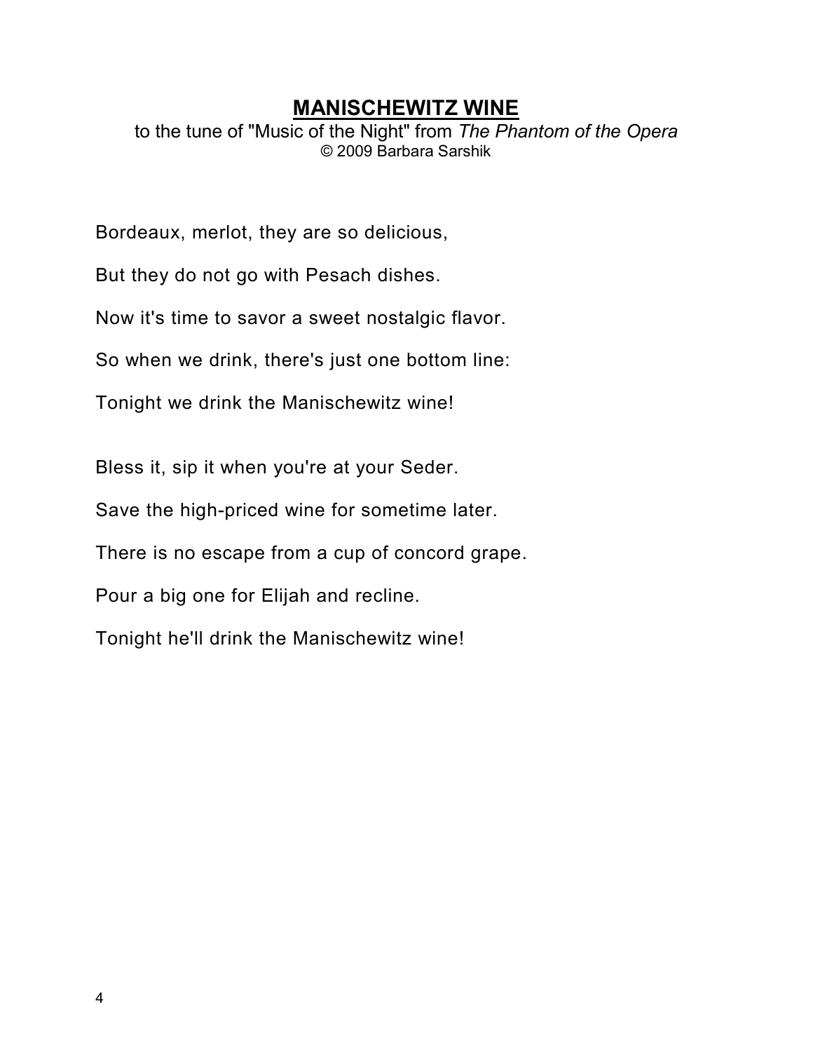# **MANISCHEWITZ WINE**

to the tune of "Music of the Night" from *The Phantom of the Opera*
© 2009 Barbara Sarshik

Bordeaux, merlot, they are so delicious,

But they do not go with Pesach dishes.

Now it's time to savor a sweet nostalgic flavor.

So when we drink, there's just one bottom line:

Tonight we drink the Manischewitz wine!

Bless it, sip it when you're at your Seder.

Save the high-priced wine for sometime later.

There is no escape from a cup of concord grape.

Pour a big one for Elijah and recline.

Tonight he'll drink the Manischewitz wine!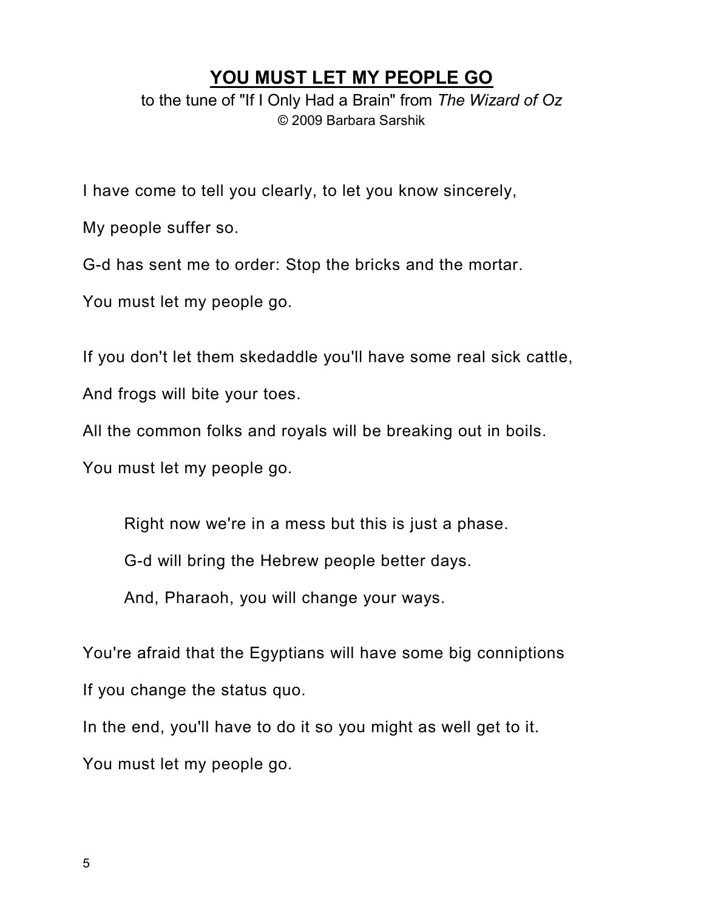# **YOU MUST LET MY PEOPLE GO**

to the tune of "If I Only Had a Brain" from *The Wizard of Oz*
© 2009 Barbara Sarshik

I have come to tell you clearly, to let you know sincerely,

My people suffer so.

G-d has sent me to order: Stop the bricks and the mortar.

You must let my people go.

If you don't let them skedaddle you'll have some real sick cattle,

And frogs will bite your toes.

All the common folks and royals will be breaking out in boils.

You must let my people go.

> Right now we're in a mess but this is just a phase.
>
> G-d will bring the Hebrew people better days.
>
> And, Pharaoh, you will change your ways.

You're afraid that the Egyptians will have some big conniptions

If you change the status quo.

In the end, you'll have to do it so you might as well get to it.

You must let my people go.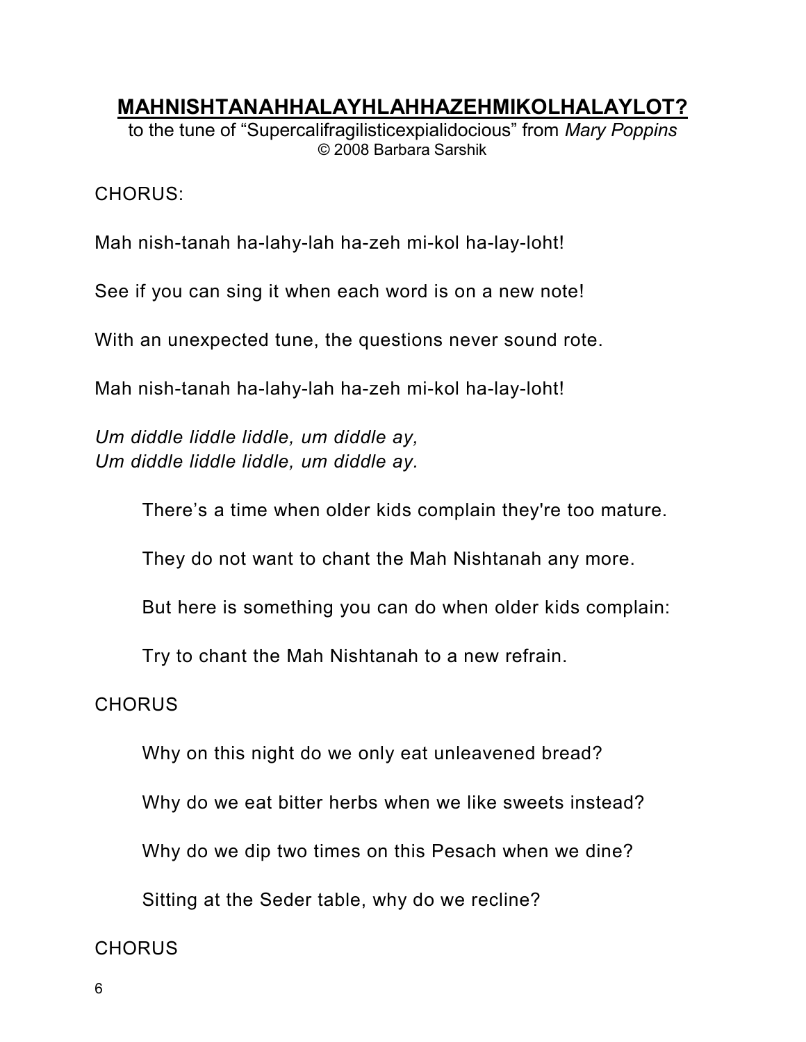## **MAHNISHTANAHHALAYHLAHHAZEHMIKOLHALAYLOT?**

to the tune of "Supercalifragilisticexpialidocious" from *Mary Poppins*
© 2008 Barbara Sarshik

CHORUS:

Mah nish-tanah ha-lahy-lah ha-zeh mi-kol ha-lay-loht!

See if you can sing it when each word is on a new note!

With an unexpected tune, the questions never sound rote.

Mah nish-tanah ha-lahy-lah ha-zeh mi-kol ha-lay-loht!

*Um diddle liddle liddle, um diddle ay,*
*Um diddle liddle liddle, um diddle ay.*

> There's a time when older kids complain they're too mature.
>
> They do not want to chant the Mah Nishtanah any more.
>
> But here is something you can do when older kids complain:
>
> Try to chant the Mah Nishtanah to a new refrain.

CHORUS

> Why on this night do we only eat unleavened bread?
>
> Why do we eat bitter herbs when we like sweets instead?
>
> Why do we dip two times on this Pesach when we dine?
>
> Sitting at the Seder table, why do we recline?

CHORUS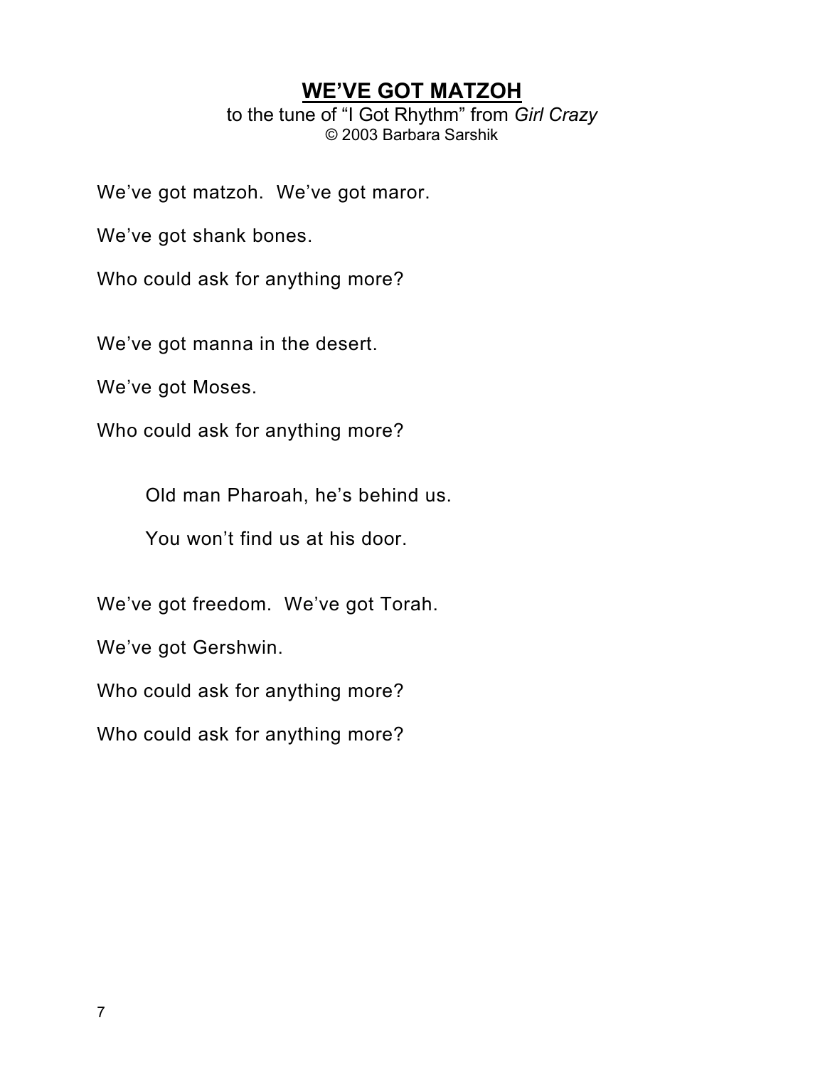## WE'VE GOT MATZOH

to the tune of "I Got Rhythm" from *Girl Crazy*
© 2003 Barbara Sarshik

We've got matzoh. We've got maror.

We've got shank bones.

Who could ask for anything more?

We've got manna in the desert.

We've got Moses.

Who could ask for anything more?

> Old man Pharoah, he's behind us.
>
> You won't find us at his door.

We've got freedom. We've got Torah.

We've got Gershwin.

Who could ask for anything more?

Who could ask for anything more?